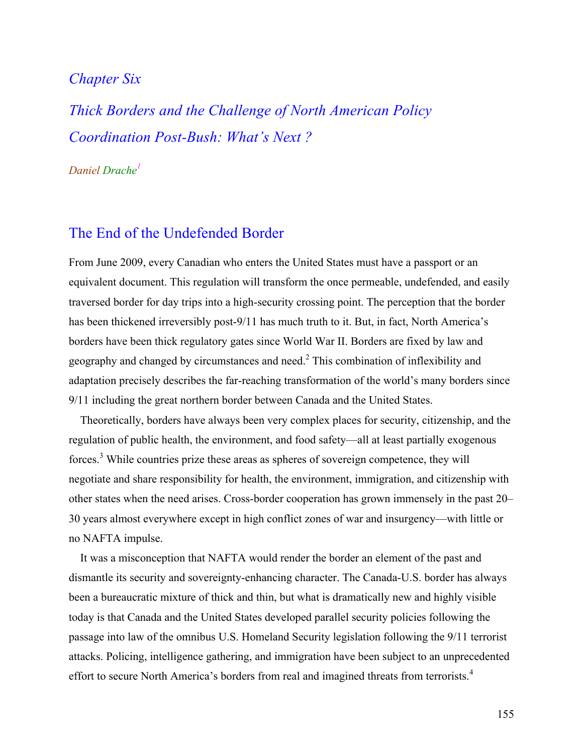# Chapter Six

# Thick Borders and the Challenge of North American Policy Coordination Post-Bush: What's Next ?

*Daniel Drache*[1]

## The End of the Undefended Border

From June 2009, every Canadian who enters the United States must have a passport or an equivalent document. This regulation will transform the once permeable, undefended, and easily traversed border for day trips into a high-security crossing point. The perception that the border has been thickened irreversibly post-9/11 has much truth to it. But, in fact, North America's borders have been thick regulatory gates since World War II. Borders are fixed by law and geography and changed by circumstances and need.[2] This combination of inflexibility and adaptation precisely describes the far-reaching transformation of the world's many borders since 9/11 including the great northern border between Canada and the United States.

Theoretically, borders have always been very complex places for security, citizenship, and the regulation of public health, the environment, and food safety—all at least partially exogenous forces.[3] While countries prize these areas as spheres of sovereign competence, they will negotiate and share responsibility for health, the environment, immigration, and citizenship with other states when the need arises. Cross-border cooperation has grown immensely in the past 20–30 years almost everywhere except in high conflict zones of war and insurgency—with little or no NAFTA impulse.

It was a misconception that NAFTA would render the border an element of the past and dismantle its security and sovereignty-enhancing character. The Canada-U.S. border has always been a bureaucratic mixture of thick and thin, but what is dramatically new and highly visible today is that Canada and the United States developed parallel security policies following the passage into law of the omnibus U.S. Homeland Security legislation following the 9/11 terrorist attacks. Policing, intelligence gathering, and immigration have been subject to an unprecedented effort to secure North America's borders from real and imagined threats from terrorists.[4]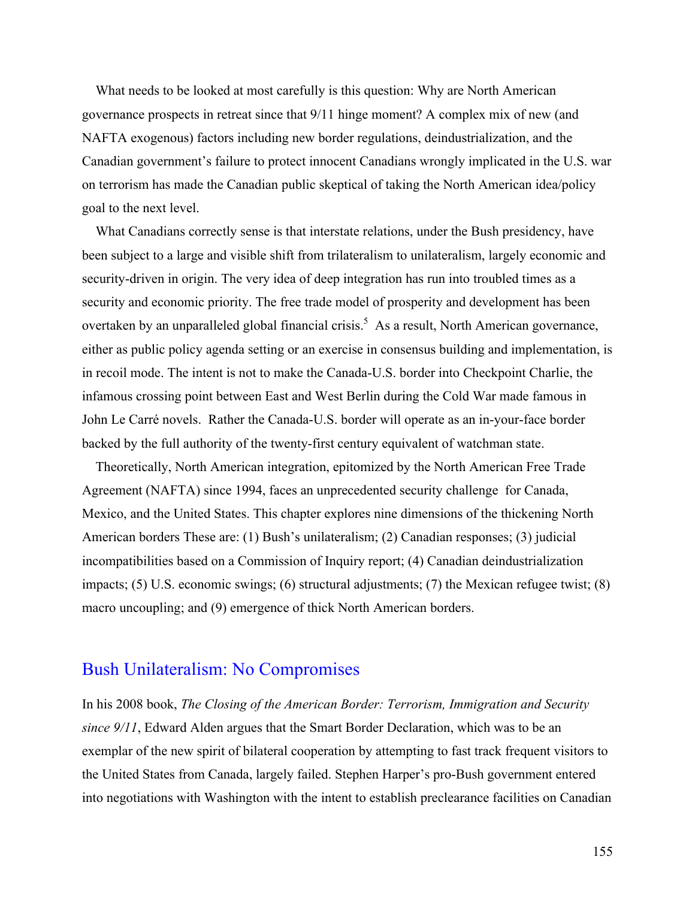What needs to be looked at most carefully is this question: Why are North American governance prospects in retreat since that 9/11 hinge moment? A complex mix of new (and NAFTA exogenous) factors including new border regulations, deindustrialization, and the Canadian government's failure to protect innocent Canadians wrongly implicated in the U.S. war on terrorism has made the Canadian public skeptical of taking the North American idea/policy goal to the next level.

What Canadians correctly sense is that interstate relations, under the Bush presidency, have been subject to a large and visible shift from trilateralism to unilateralism, largely economic and security-driven in origin. The very idea of deep integration has run into troubled times as a security and economic priority. The free trade model of prosperity and development has been overtaken by an unparalleled global financial crisis.[5] As a result, North American governance, either as public policy agenda setting or an exercise in consensus building and implementation, is in recoil mode. The intent is not to make the Canada-U.S. border into Checkpoint Charlie, the infamous crossing point between East and West Berlin during the Cold War made famous in John Le Carré novels. Rather the Canada-U.S. border will operate as an in-your-face border backed by the full authority of the twenty-first century equivalent of watchman state.

Theoretically, North American integration, epitomized by the North American Free Trade Agreement (NAFTA) since 1994, faces an unprecedented security challenge for Canada, Mexico, and the United States. This chapter explores nine dimensions of the thickening North American borders These are: (1) Bush's unilateralism; (2) Canadian responses; (3) judicial incompatibilities based on a Commission of Inquiry report; (4) Canadian deindustrialization impacts; (5) U.S. economic swings; (6) structural adjustments; (7) the Mexican refugee twist; (8) macro uncoupling; and (9) emergence of thick North American borders.

## Bush Unilateralism: No Compromises

In his 2008 book, *The Closing of the American Border: Terrorism, Immigration and Security since 9/11*, Edward Alden argues that the Smart Border Declaration, which was to be an exemplar of the new spirit of bilateral cooperation by attempting to fast track frequent visitors to the United States from Canada, largely failed. Stephen Harper's pro-Bush government entered into negotiations with Washington with the intent to establish preclearance facilities on Canadian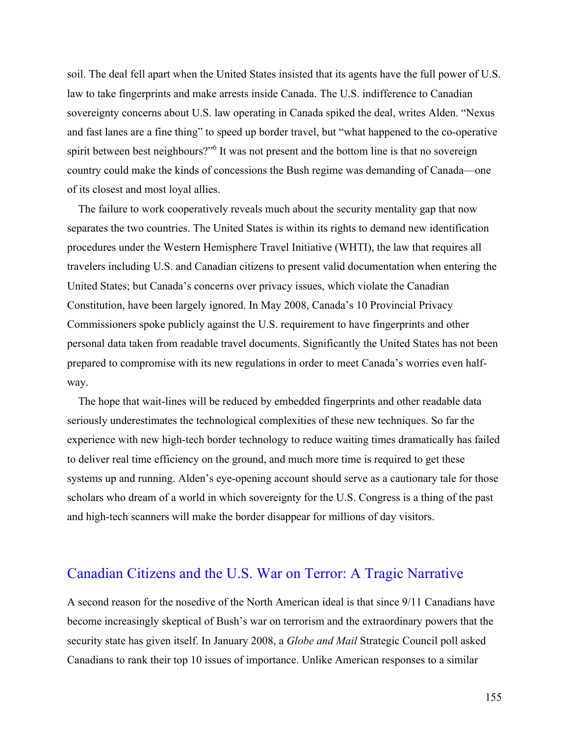soil. The deal fell apart when the United States insisted that its agents have the full power of U.S. law to take fingerprints and make arrests inside Canada. The U.S. indifference to Canadian sovereignty concerns about U.S. law operating in Canada spiked the deal, writes Alden. "Nexus and fast lanes are a fine thing" to speed up border travel, but "what happened to the co-operative spirit between best neighbours?"[6] It was not present and the bottom line is that no sovereign country could make the kinds of concessions the Bush regime was demanding of Canada—one of its closest and most loyal allies.

The failure to work cooperatively reveals much about the security mentality gap that now separates the two countries. The United States is within its rights to demand new identification procedures under the Western Hemisphere Travel Initiative (WHTI), the law that requires all travelers including U.S. and Canadian citizens to present valid documentation when entering the United States; but Canada's concerns over privacy issues, which violate the Canadian Constitution, have been largely ignored. In May 2008, Canada's 10 Provincial Privacy Commissioners spoke publicly against the U.S. requirement to have fingerprints and other personal data taken from readable travel documents. Significantly the United States has not been prepared to compromise with its new regulations in order to meet Canada's worries even half-way.

The hope that wait-lines will be reduced by embedded fingerprints and other readable data seriously underestimates the technological complexities of these new techniques. So far the experience with new high-tech border technology to reduce waiting times dramatically has failed to deliver real time efficiency on the ground, and much more time is required to get these systems up and running. Alden's eye-opening account should serve as a cautionary tale for those scholars who dream of a world in which sovereignty for the U.S. Congress is a thing of the past and high-tech scanners will make the border disappear for millions of day visitors.

## Canadian Citizens and the U.S. War on Terror: A Tragic Narrative

A second reason for the nosedive of the North American ideal is that since 9/11 Canadians have become increasingly skeptical of Bush's war on terrorism and the extraordinary powers that the security state has given itself. In January 2008, a *Globe and Mail* Strategic Council poll asked Canadians to rank their top 10 issues of importance. Unlike American responses to a similar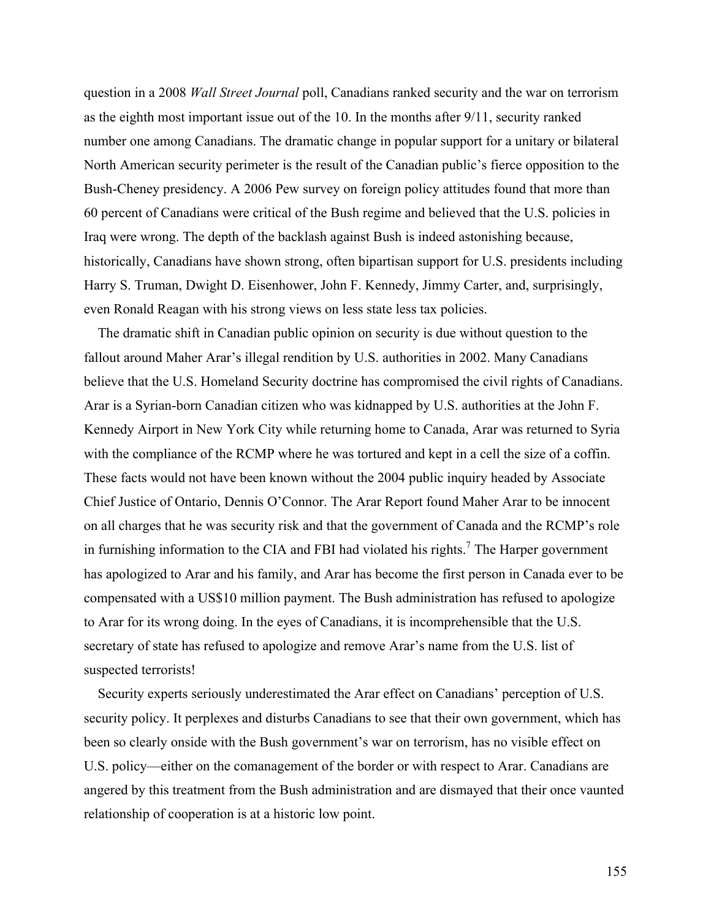question in a 2008 *Wall Street Journal* poll, Canadians ranked security and the war on terrorism as the eighth most important issue out of the 10. In the months after 9/11, security ranked number one among Canadians. The dramatic change in popular support for a unitary or bilateral North American security perimeter is the result of the Canadian public's fierce opposition to the Bush-Cheney presidency. A 2006 Pew survey on foreign policy attitudes found that more than 60 percent of Canadians were critical of the Bush regime and believed that the U.S. policies in Iraq were wrong. The depth of the backlash against Bush is indeed astonishing because, historically, Canadians have shown strong, often bipartisan support for U.S. presidents including Harry S. Truman, Dwight D. Eisenhower, John F. Kennedy, Jimmy Carter, and, surprisingly, even Ronald Reagan with his strong views on less state less tax policies.

The dramatic shift in Canadian public opinion on security is due without question to the fallout around Maher Arar's illegal rendition by U.S. authorities in 2002. Many Canadians believe that the U.S. Homeland Security doctrine has compromised the civil rights of Canadians. Arar is a Syrian-born Canadian citizen who was kidnapped by U.S. authorities at the John F. Kennedy Airport in New York City while returning home to Canada, Arar was returned to Syria with the compliance of the RCMP where he was tortured and kept in a cell the size of a coffin. These facts would not have been known without the 2004 public inquiry headed by Associate Chief Justice of Ontario, Dennis O'Connor. The Arar Report found Maher Arar to be innocent on all charges that he was security risk and that the government of Canada and the RCMP's role in furnishing information to the CIA and FBI had violated his rights.[7] The Harper government has apologized to Arar and his family, and Arar has become the first person in Canada ever to be compensated with a US$10 million payment. The Bush administration has refused to apologize to Arar for its wrong doing. In the eyes of Canadians, it is incomprehensible that the U.S. secretary of state has refused to apologize and remove Arar's name from the U.S. list of suspected terrorists!

Security experts seriously underestimated the Arar effect on Canadians' perception of U.S. security policy. It perplexes and disturbs Canadians to see that their own government, which has been so clearly onside with the Bush government's war on terrorism, has no visible effect on U.S. policy—either on the comanagement of the border or with respect to Arar. Canadians are angered by this treatment from the Bush administration and are dismayed that their once vaunted relationship of cooperation is at a historic low point.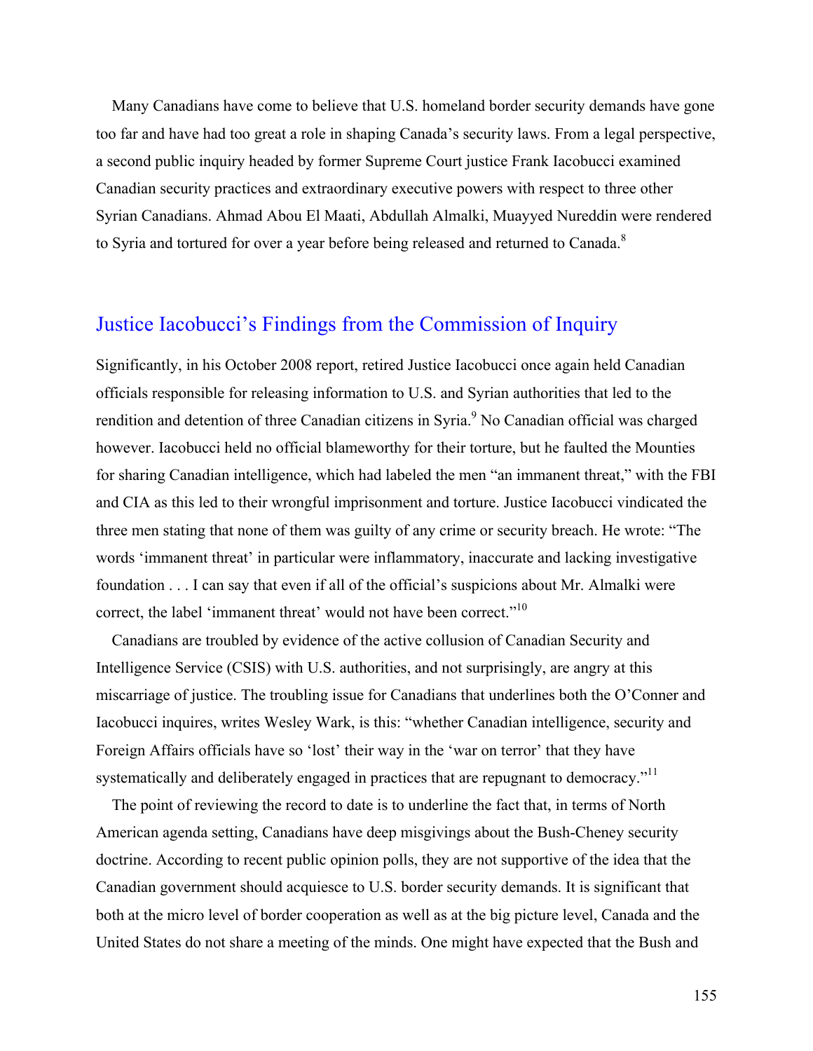Many Canadians have come to believe that U.S. homeland border security demands have gone too far and have had too great a role in shaping Canada's security laws. From a legal perspective, a second public inquiry headed by former Supreme Court justice Frank Iacobucci examined Canadian security practices and extraordinary executive powers with respect to three other Syrian Canadians. Ahmad Abou El Maati, Abdullah Almalki, Muayyed Nureddin were rendered to Syria and tortured for over a year before being released and returned to Canada.[8]

## Justice Iacobucci's Findings from the Commission of Inquiry

Significantly, in his October 2008 report, retired Justice Iacobucci once again held Canadian officials responsible for releasing information to U.S. and Syrian authorities that led to the rendition and detention of three Canadian citizens in Syria.[9] No Canadian official was charged however. Iacobucci held no official blameworthy for their torture, but he faulted the Mounties for sharing Canadian intelligence, which had labeled the men "an immanent threat," with the FBI and CIA as this led to their wrongful imprisonment and torture. Justice Iacobucci vindicated the three men stating that none of them was guilty of any crime or security breach. He wrote: "The words 'immanent threat' in particular were inflammatory, inaccurate and lacking investigative foundation . . . I can say that even if all of the official's suspicions about Mr. Almalki were correct, the label 'immanent threat' would not have been correct."[10]

Canadians are troubled by evidence of the active collusion of Canadian Security and Intelligence Service (CSIS) with U.S. authorities, and not surprisingly, are angry at this miscarriage of justice. The troubling issue for Canadians that underlines both the O'Conner and Iacobucci inquires, writes Wesley Wark, is this: "whether Canadian intelligence, security and Foreign Affairs officials have so 'lost' their way in the 'war on terror' that they have systematically and deliberately engaged in practices that are repugnant to democracy."[11]

The point of reviewing the record to date is to underline the fact that, in terms of North American agenda setting, Canadians have deep misgivings about the Bush-Cheney security doctrine. According to recent public opinion polls, they are not supportive of the idea that the Canadian government should acquiesce to U.S. border security demands. It is significant that both at the micro level of border cooperation as well as at the big picture level, Canada and the United States do not share a meeting of the minds. One might have expected that the Bush and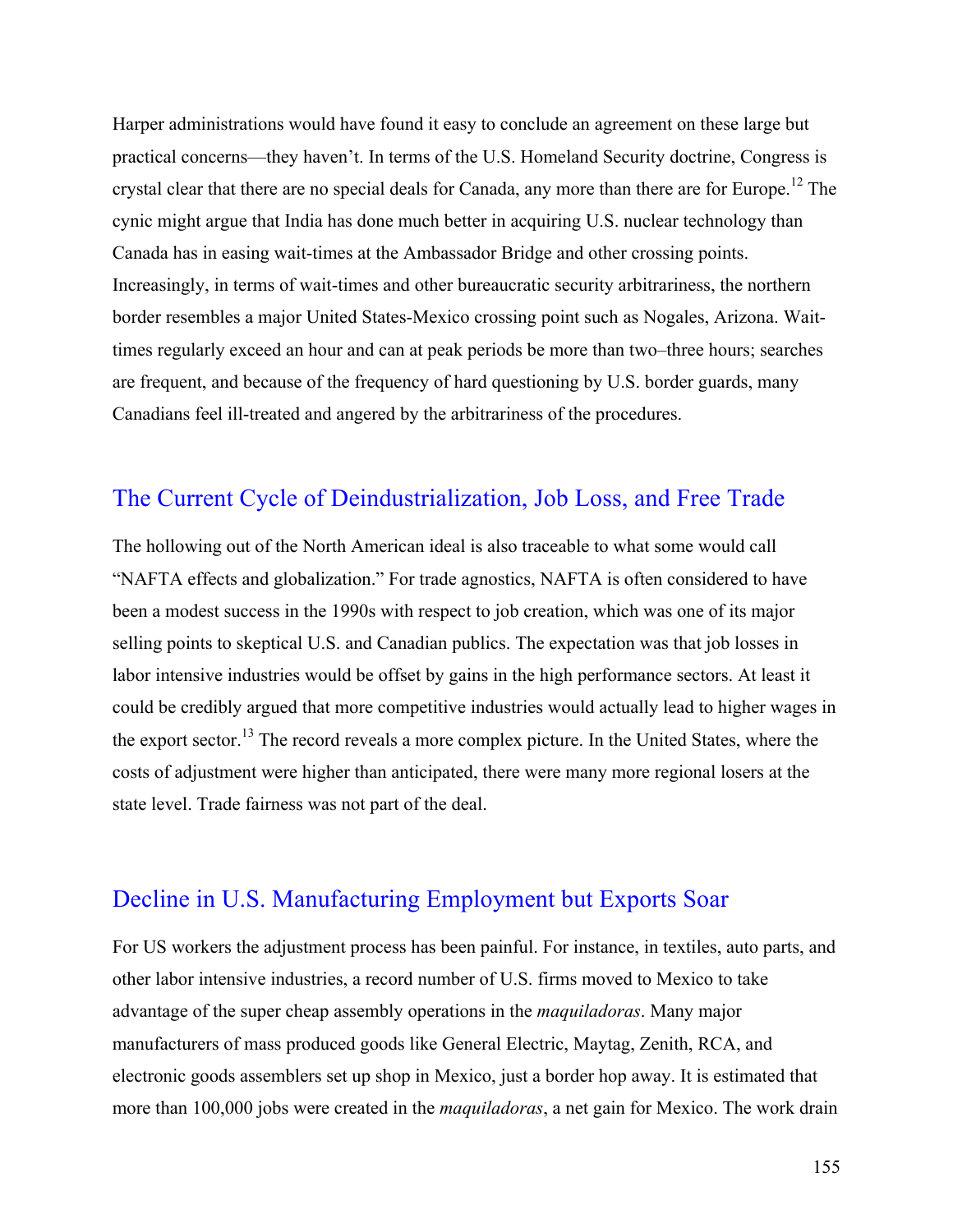Harper administrations would have found it easy to conclude an agreement on these large but practical concerns—they haven't. In terms of the U.S. Homeland Security doctrine, Congress is crystal clear that there are no special deals for Canada, any more than there are for Europe.[12] The cynic might argue that India has done much better in acquiring U.S. nuclear technology than Canada has in easing wait-times at the Ambassador Bridge and other crossing points. Increasingly, in terms of wait-times and other bureaucratic security arbitrariness, the northern border resembles a major United States-Mexico crossing point such as Nogales, Arizona. Wait-times regularly exceed an hour and can at peak periods be more than two–three hours; searches are frequent, and because of the frequency of hard questioning by U.S. border guards, many Canadians feel ill-treated and angered by the arbitrariness of the procedures.

## The Current Cycle of Deindustrialization, Job Loss, and Free Trade

The hollowing out of the North American ideal is also traceable to what some would call "NAFTA effects and globalization." For trade agnostics, NAFTA is often considered to have been a modest success in the 1990s with respect to job creation, which was one of its major selling points to skeptical U.S. and Canadian publics. The expectation was that job losses in labor intensive industries would be offset by gains in the high performance sectors. At least it could be credibly argued that more competitive industries would actually lead to higher wages in the export sector.[13] The record reveals a more complex picture. In the United States, where the costs of adjustment were higher than anticipated, there were many more regional losers at the state level. Trade fairness was not part of the deal.

## Decline in U.S. Manufacturing Employment but Exports Soar

For US workers the adjustment process has been painful. For instance, in textiles, auto parts, and other labor intensive industries, a record number of U.S. firms moved to Mexico to take advantage of the super cheap assembly operations in the *maquiladoras*. Many major manufacturers of mass produced goods like General Electric, Maytag, Zenith, RCA, and electronic goods assemblers set up shop in Mexico, just a border hop away. It is estimated that more than 100,000 jobs were created in the *maquiladoras*, a net gain for Mexico. The work drain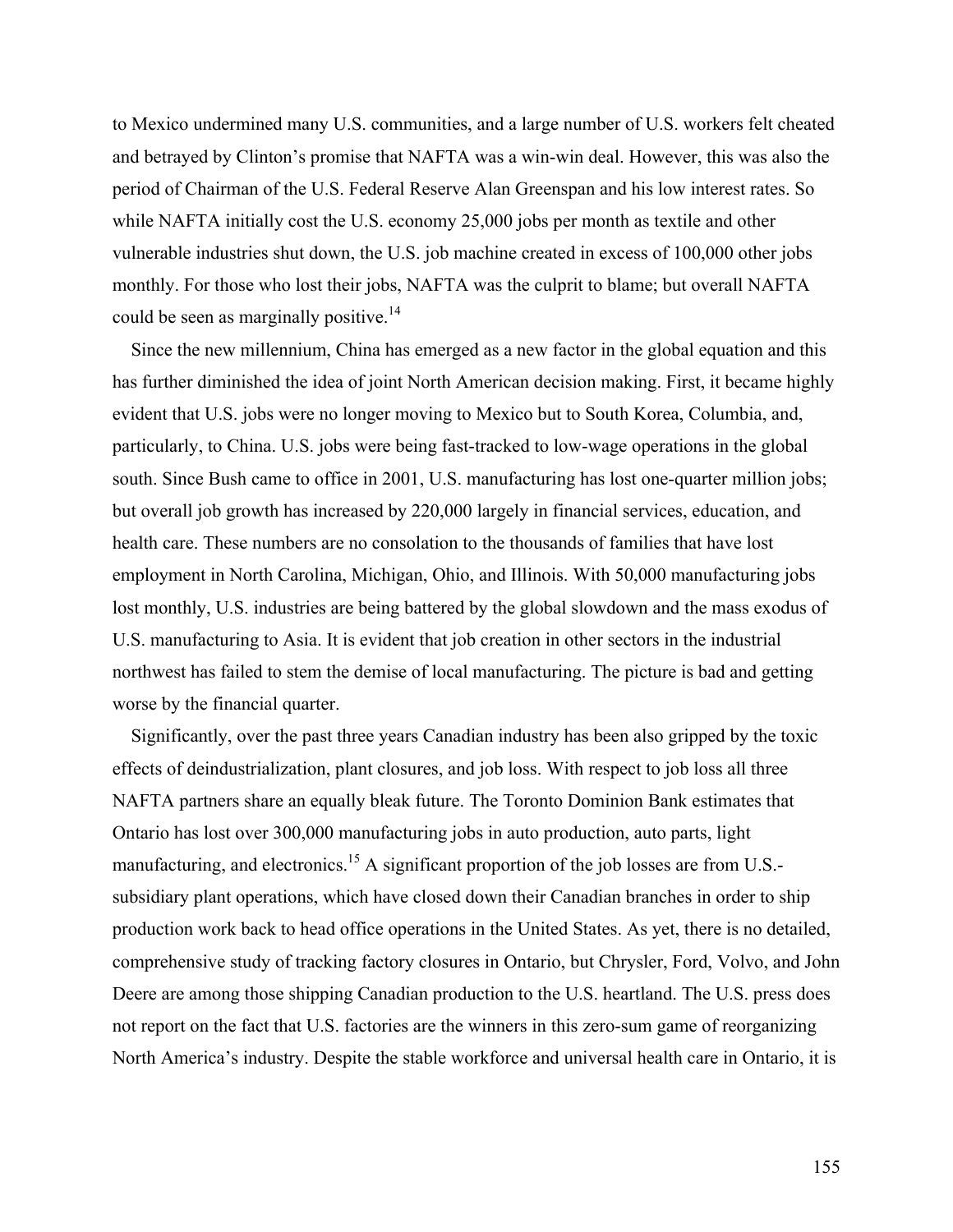to Mexico undermined many U.S. communities, and a large number of U.S. workers felt cheated and betrayed by Clinton's promise that NAFTA was a win-win deal. However, this was also the period of Chairman of the U.S. Federal Reserve Alan Greenspan and his low interest rates. So while NAFTA initially cost the U.S. economy 25,000 jobs per month as textile and other vulnerable industries shut down, the U.S. job machine created in excess of 100,000 other jobs monthly. For those who lost their jobs, NAFTA was the culprit to blame; but overall NAFTA could be seen as marginally positive.[14]

Since the new millennium, China has emerged as a new factor in the global equation and this has further diminished the idea of joint North American decision making. First, it became highly evident that U.S. jobs were no longer moving to Mexico but to South Korea, Columbia, and, particularly, to China. U.S. jobs were being fast-tracked to low-wage operations in the global south. Since Bush came to office in 2001, U.S. manufacturing has lost one-quarter million jobs; but overall job growth has increased by 220,000 largely in financial services, education, and health care. These numbers are no consolation to the thousands of families that have lost employment in North Carolina, Michigan, Ohio, and Illinois. With 50,000 manufacturing jobs lost monthly, U.S. industries are being battered by the global slowdown and the mass exodus of U.S. manufacturing to Asia. It is evident that job creation in other sectors in the industrial northwest has failed to stem the demise of local manufacturing. The picture is bad and getting worse by the financial quarter.

Significantly, over the past three years Canadian industry has been also gripped by the toxic effects of deindustrialization, plant closures, and job loss. With respect to job loss all three NAFTA partners share an equally bleak future. The Toronto Dominion Bank estimates that Ontario has lost over 300,000 manufacturing jobs in auto production, auto parts, light manufacturing, and electronics.[15] A significant proportion of the job losses are from U.S.-subsidiary plant operations, which have closed down their Canadian branches in order to ship production work back to head office operations in the United States. As yet, there is no detailed, comprehensive study of tracking factory closures in Ontario, but Chrysler, Ford, Volvo, and John Deere are among those shipping Canadian production to the U.S. heartland. The U.S. press does not report on the fact that U.S. factories are the winners in this zero-sum game of reorganizing North America's industry. Despite the stable workforce and universal health care in Ontario, it is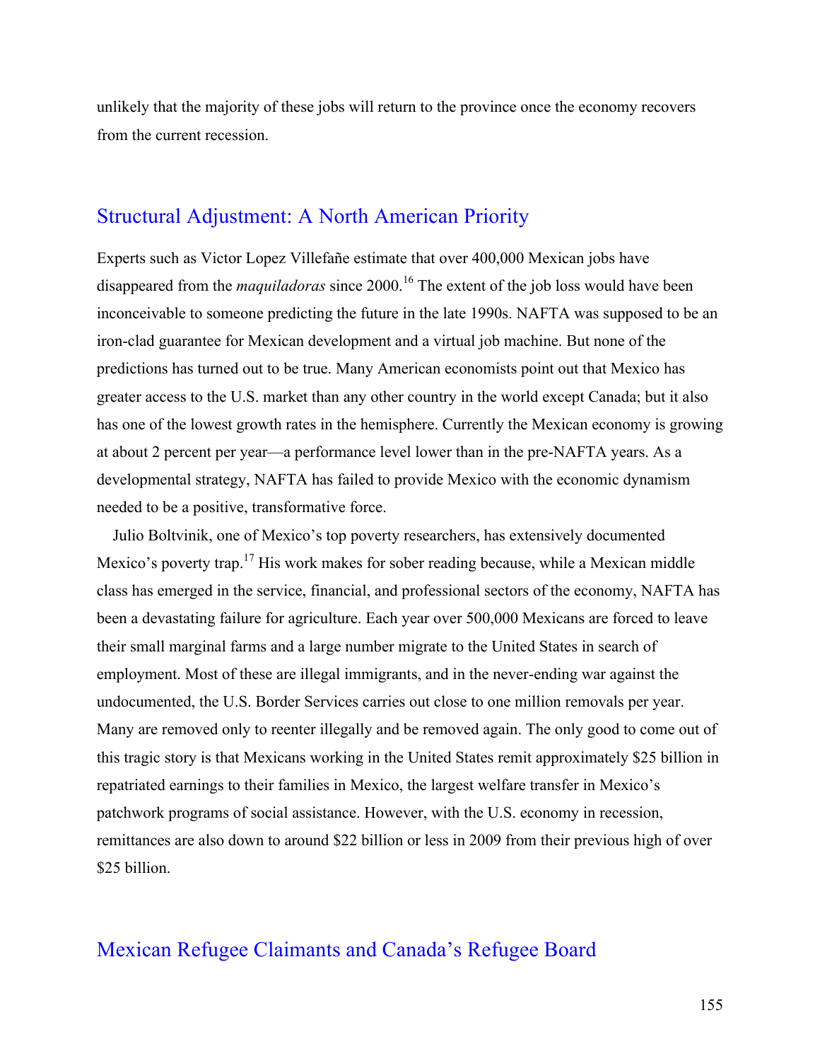unlikely that the majority of these jobs will return to the province once the economy recovers from the current recession.

## Structural Adjustment: A North American Priority

Experts such as Victor Lopez Villefañe estimate that over 400,000 Mexican jobs have disappeared from the *maquiladoras* since 2000.[16] The extent of the job loss would have been inconceivable to someone predicting the future in the late 1990s. NAFTA was supposed to be an iron-clad guarantee for Mexican development and a virtual job machine. But none of the predictions has turned out to be true. Many American economists point out that Mexico has greater access to the U.S. market than any other country in the world except Canada; but it also has one of the lowest growth rates in the hemisphere. Currently the Mexican economy is growing at about 2 percent per year—a performance level lower than in the pre-NAFTA years. As a developmental strategy, NAFTA has failed to provide Mexico with the economic dynamism needed to be a positive, transformative force.

Julio Boltvinik, one of Mexico's top poverty researchers, has extensively documented Mexico's poverty trap.[17] His work makes for sober reading because, while a Mexican middle class has emerged in the service, financial, and professional sectors of the economy, NAFTA has been a devastating failure for agriculture. Each year over 500,000 Mexicans are forced to leave their small marginal farms and a large number migrate to the United States in search of employment. Most of these are illegal immigrants, and in the never-ending war against the undocumented, the U.S. Border Services carries out close to one million removals per year. Many are removed only to reenter illegally and be removed again. The only good to come out of this tragic story is that Mexicans working in the United States remit approximately $25 billion in repatriated earnings to their families in Mexico, the largest welfare transfer in Mexico's patchwork programs of social assistance. However, with the U.S. economy in recession, remittances are also down to around $22 billion or less in 2009 from their previous high of over $25 billion.

## Mexican Refugee Claimants and Canada's Refugee Board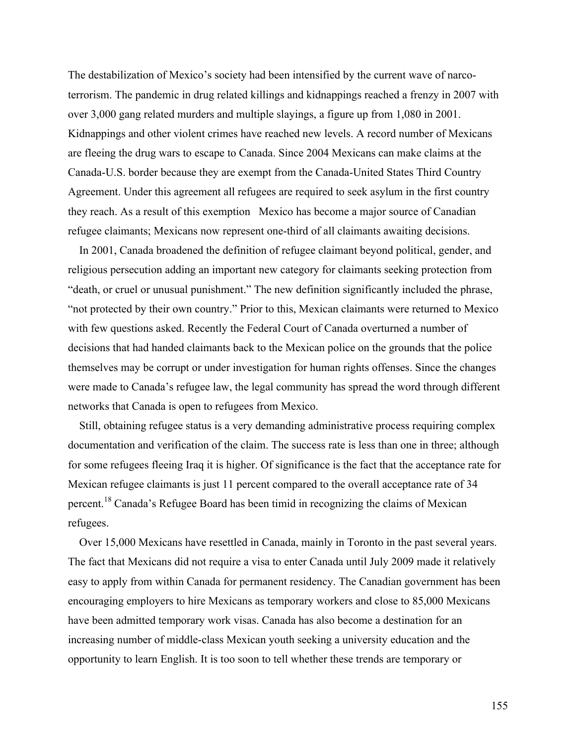The destabilization of Mexico's society had been intensified by the current wave of narco-terrorism. The pandemic in drug related killings and kidnappings reached a frenzy in 2007 with over 3,000 gang related murders and multiple slayings, a figure up from 1,080 in 2001. Kidnappings and other violent crimes have reached new levels. A record number of Mexicans are fleeing the drug wars to escape to Canada. Since 2004 Mexicans can make claims at the Canada-U.S. border because they are exempt from the Canada-United States Third Country Agreement. Under this agreement all refugees are required to seek asylum in the first country they reach. As a result of this exemption  Mexico has become a major source of Canadian refugee claimants; Mexicans now represent one-third of all claimants awaiting decisions.

In 2001, Canada broadened the definition of refugee claimant beyond political, gender, and religious persecution adding an important new category for claimants seeking protection from "death, or cruel or unusual punishment." The new definition significantly included the phrase, "not protected by their own country." Prior to this, Mexican claimants were returned to Mexico with few questions asked. Recently the Federal Court of Canada overturned a number of decisions that had handed claimants back to the Mexican police on the grounds that the police themselves may be corrupt or under investigation for human rights offenses. Since the changes were made to Canada's refugee law, the legal community has spread the word through different networks that Canada is open to refugees from Mexico.

Still, obtaining refugee status is a very demanding administrative process requiring complex documentation and verification of the claim. The success rate is less than one in three; although for some refugees fleeing Iraq it is higher. Of significance is the fact that the acceptance rate for Mexican refugee claimants is just 11 percent compared to the overall acceptance rate of 34 percent.[18] Canada's Refugee Board has been timid in recognizing the claims of Mexican refugees.

Over 15,000 Mexicans have resettled in Canada, mainly in Toronto in the past several years. The fact that Mexicans did not require a visa to enter Canada until July 2009 made it relatively easy to apply from within Canada for permanent residency. The Canadian government has been encouraging employers to hire Mexicans as temporary workers and close to 85,000 Mexicans have been admitted temporary work visas. Canada has also become a destination for an increasing number of middle-class Mexican youth seeking a university education and the opportunity to learn English. It is too soon to tell whether these trends are temporary or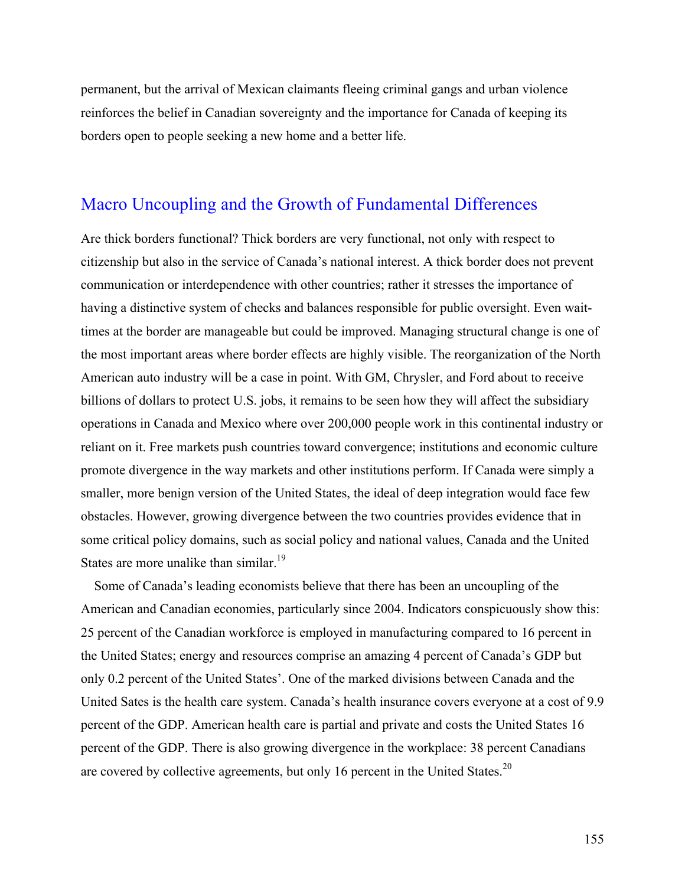permanent, but the arrival of Mexican claimants fleeing criminal gangs and urban violence reinforces the belief in Canadian sovereignty and the importance for Canada of keeping its borders open to people seeking a new home and a better life.

## Macro Uncoupling and the Growth of Fundamental Differences

Are thick borders functional? Thick borders are very functional, not only with respect to citizenship but also in the service of Canada's national interest. A thick border does not prevent communication or interdependence with other countries; rather it stresses the importance of having a distinctive system of checks and balances responsible for public oversight. Even wait-times at the border are manageable but could be improved. Managing structural change is one of the most important areas where border effects are highly visible. The reorganization of the North American auto industry will be a case in point. With GM, Chrysler, and Ford about to receive billions of dollars to protect U.S. jobs, it remains to be seen how they will affect the subsidiary operations in Canada and Mexico where over 200,000 people work in this continental industry or reliant on it. Free markets push countries toward convergence; institutions and economic culture promote divergence in the way markets and other institutions perform. If Canada were simply a smaller, more benign version of the United States, the ideal of deep integration would face few obstacles. However, growing divergence between the two countries provides evidence that in some critical policy domains, such as social policy and national values, Canada and the United States are more unalike than similar.[19]

Some of Canada's leading economists believe that there has been an uncoupling of the American and Canadian economies, particularly since 2004. Indicators conspicuously show this: 25 percent of the Canadian workforce is employed in manufacturing compared to 16 percent in the United States; energy and resources comprise an amazing 4 percent of Canada's GDP but only 0.2 percent of the United States'. One of the marked divisions between Canada and the United Sates is the health care system. Canada's health insurance covers everyone at a cost of 9.9 percent of the GDP. American health care is partial and private and costs the United States 16 percent of the GDP. There is also growing divergence in the workplace: 38 percent Canadians are covered by collective agreements, but only 16 percent in the United States.[20]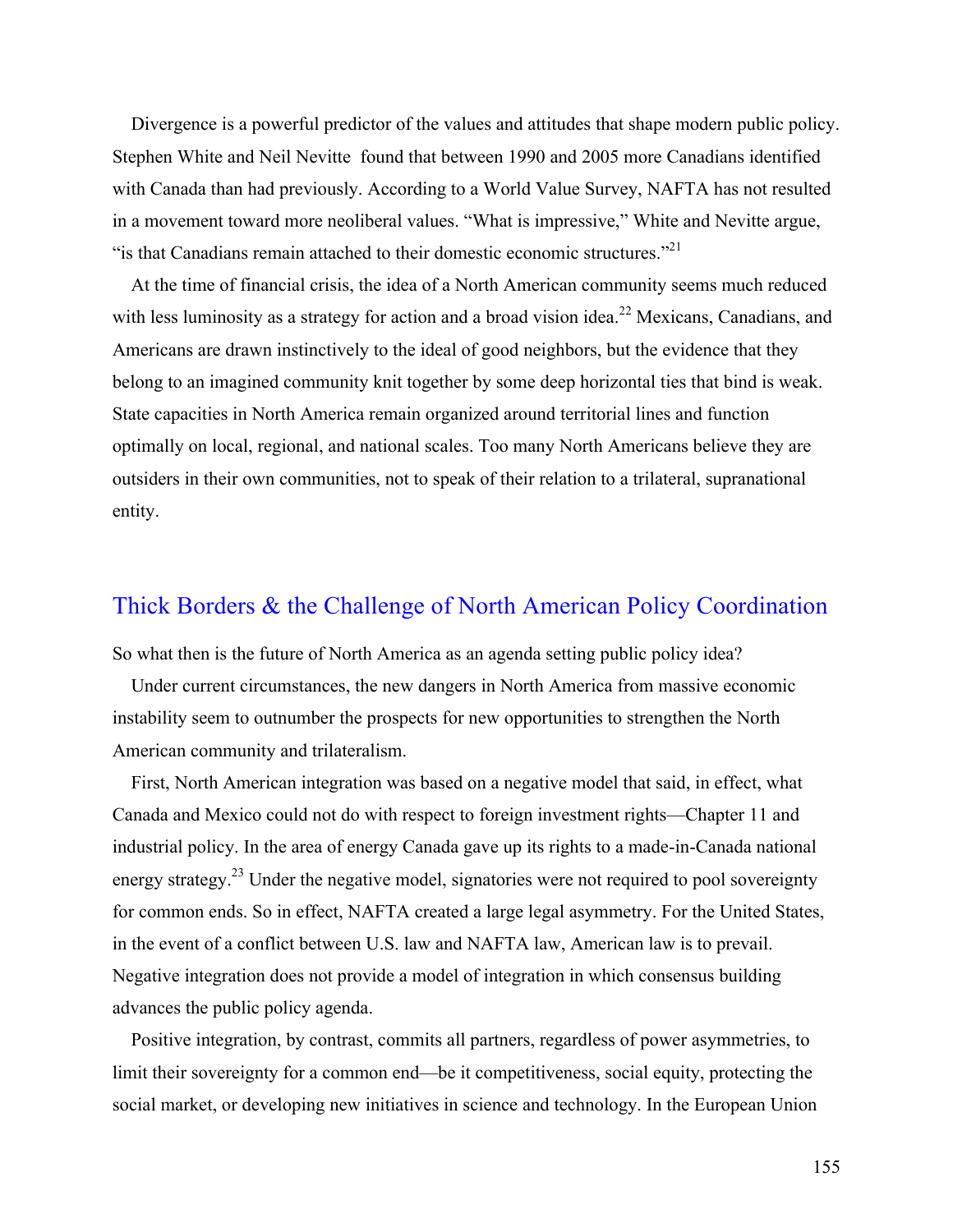Divergence is a powerful predictor of the values and attitudes that shape modern public policy. Stephen White and Neil Nevitte found that between 1990 and 2005 more Canadians identified with Canada than had previously. According to a World Value Survey, NAFTA has not resulted in a movement toward more neoliberal values. "What is impressive," White and Nevitte argue, "is that Canadians remain attached to their domestic economic structures."[21]

At the time of financial crisis, the idea of a North American community seems much reduced with less luminosity as a strategy for action and a broad vision idea.[22] Mexicans, Canadians, and Americans are drawn instinctively to the ideal of good neighbors, but the evidence that they belong to an imagined community knit together by some deep horizontal ties that bind is weak. State capacities in North America remain organized around territorial lines and function optimally on local, regional, and national scales. Too many North Americans believe they are outsiders in their own communities, not to speak of their relation to a trilateral, supranational entity.

## Thick Borders & the Challenge of North American Policy Coordination

So what then is the future of North America as an agenda setting public policy idea?

Under current circumstances, the new dangers in North America from massive economic instability seem to outnumber the prospects for new opportunities to strengthen the North American community and trilateralism.

First, North American integration was based on a negative model that said, in effect, what Canada and Mexico could not do with respect to foreign investment rights—Chapter 11 and industrial policy. In the area of energy Canada gave up its rights to a made-in-Canada national energy strategy.[23] Under the negative model, signatories were not required to pool sovereignty for common ends. So in effect, NAFTA created a large legal asymmetry. For the United States, in the event of a conflict between U.S. law and NAFTA law, American law is to prevail. Negative integration does not provide a model of integration in which consensus building advances the public policy agenda.

Positive integration, by contrast, commits all partners, regardless of power asymmetries, to limit their sovereignty for a common end—be it competitiveness, social equity, protecting the social market, or developing new initiatives in science and technology. In the European Union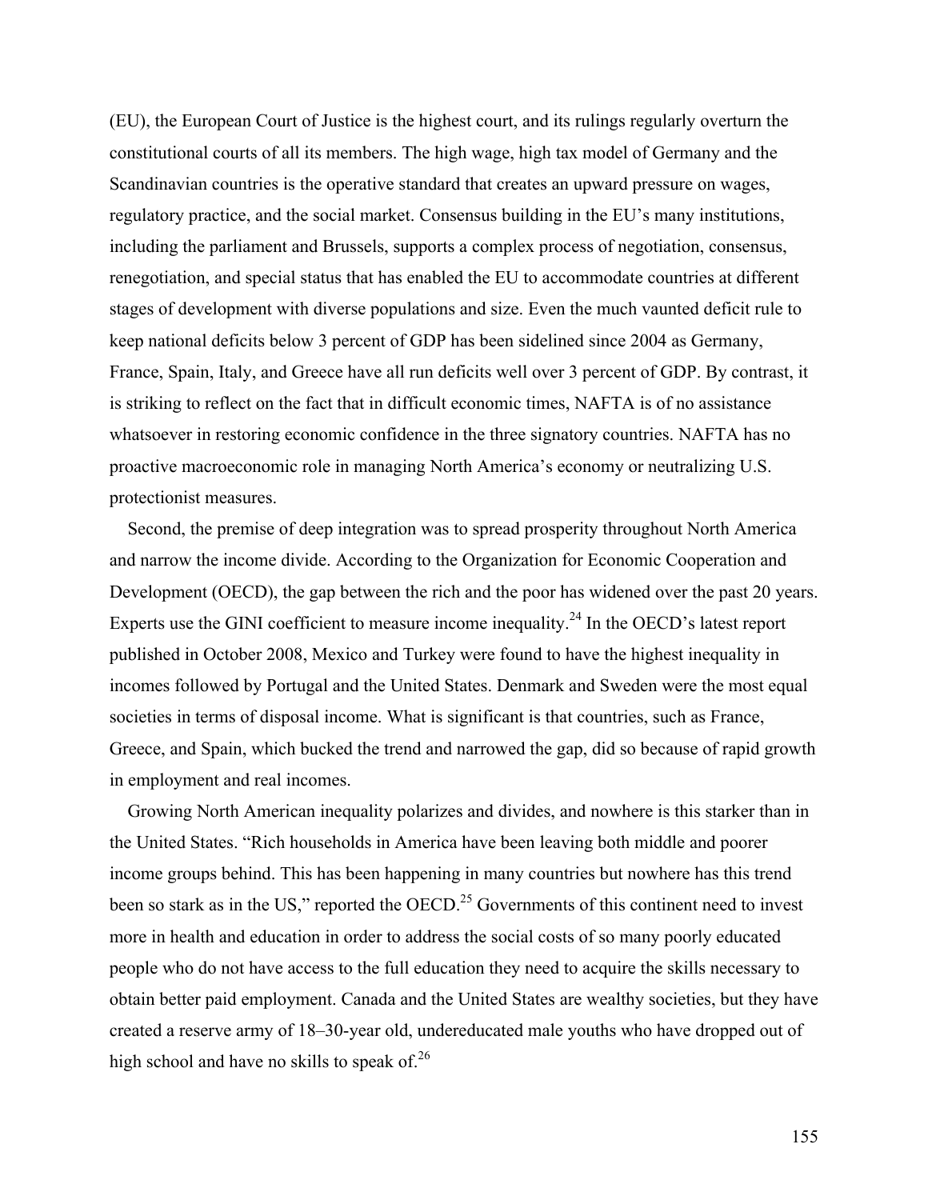(EU), the European Court of Justice is the highest court, and its rulings regularly overturn the constitutional courts of all its members. The high wage, high tax model of Germany and the Scandinavian countries is the operative standard that creates an upward pressure on wages, regulatory practice, and the social market. Consensus building in the EU's many institutions, including the parliament and Brussels, supports a complex process of negotiation, consensus, renegotiation, and special status that has enabled the EU to accommodate countries at different stages of development with diverse populations and size. Even the much vaunted deficit rule to keep national deficits below 3 percent of GDP has been sidelined since 2004 as Germany, France, Spain, Italy, and Greece have all run deficits well over 3 percent of GDP. By contrast, it is striking to reflect on the fact that in difficult economic times, NAFTA is of no assistance whatsoever in restoring economic confidence in the three signatory countries. NAFTA has no proactive macroeconomic role in managing North America's economy or neutralizing U.S. protectionist measures.

Second, the premise of deep integration was to spread prosperity throughout North America and narrow the income divide. According to the Organization for Economic Cooperation and Development (OECD), the gap between the rich and the poor has widened over the past 20 years. Experts use the GINI coefficient to measure income inequality.[24] In the OECD's latest report published in October 2008, Mexico and Turkey were found to have the highest inequality in incomes followed by Portugal and the United States. Denmark and Sweden were the most equal societies in terms of disposal income. What is significant is that countries, such as France, Greece, and Spain, which bucked the trend and narrowed the gap, did so because of rapid growth in employment and real incomes.

Growing North American inequality polarizes and divides, and nowhere is this starker than in the United States. "Rich households in America have been leaving both middle and poorer income groups behind. This has been happening in many countries but nowhere has this trend been so stark as in the US," reported the OECD.[25] Governments of this continent need to invest more in health and education in order to address the social costs of so many poorly educated people who do not have access to the full education they need to acquire the skills necessary to obtain better paid employment. Canada and the United States are wealthy societies, but they have created a reserve army of 18–30-year old, undereducated male youths who have dropped out of high school and have no skills to speak of.[26]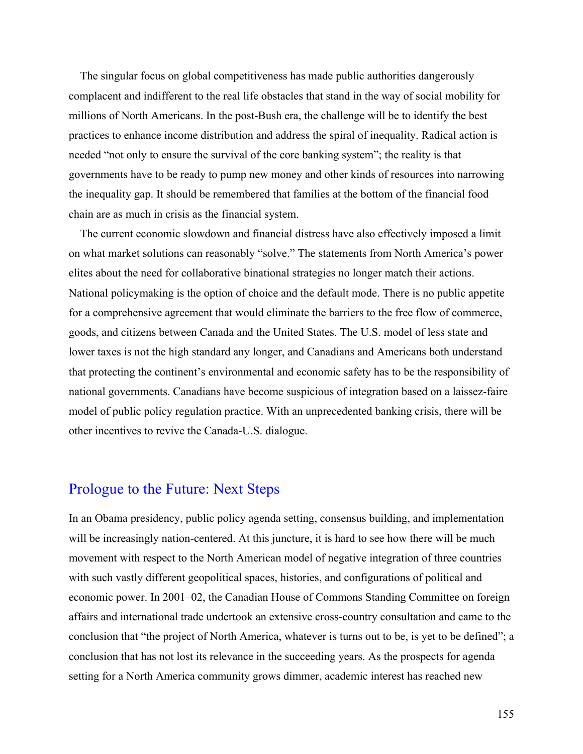The singular focus on global competitiveness has made public authorities dangerously complacent and indifferent to the real life obstacles that stand in the way of social mobility for millions of North Americans. In the post-Bush era, the challenge will be to identify the best practices to enhance income distribution and address the spiral of inequality. Radical action is needed "not only to ensure the survival of the core banking system"; the reality is that governments have to be ready to pump new money and other kinds of resources into narrowing the inequality gap. It should be remembered that families at the bottom of the financial food chain are as much in crisis as the financial system.

The current economic slowdown and financial distress have also effectively imposed a limit on what market solutions can reasonably "solve." The statements from North America's power elites about the need for collaborative binational strategies no longer match their actions. National policymaking is the option of choice and the default mode. There is no public appetite for a comprehensive agreement that would eliminate the barriers to the free flow of commerce, goods, and citizens between Canada and the United States. The U.S. model of less state and lower taxes is not the high standard any longer, and Canadians and Americans both understand that protecting the continent's environmental and economic safety has to be the responsibility of national governments. Canadians have become suspicious of integration based on a laissez-faire model of public policy regulation practice. With an unprecedented banking crisis, there will be other incentives to revive the Canada-U.S. dialogue.

## Prologue to the Future: Next Steps

In an Obama presidency, public policy agenda setting, consensus building, and implementation will be increasingly nation-centered. At this juncture, it is hard to see how there will be much movement with respect to the North American model of negative integration of three countries with such vastly different geopolitical spaces, histories, and configurations of political and economic power. In 2001–02, the Canadian House of Commons Standing Committee on foreign affairs and international trade undertook an extensive cross-country consultation and came to the conclusion that "the project of North America, whatever is turns out to be, is yet to be defined"; a conclusion that has not lost its relevance in the succeeding years. As the prospects for agenda setting for a North America community grows dimmer, academic interest has reached new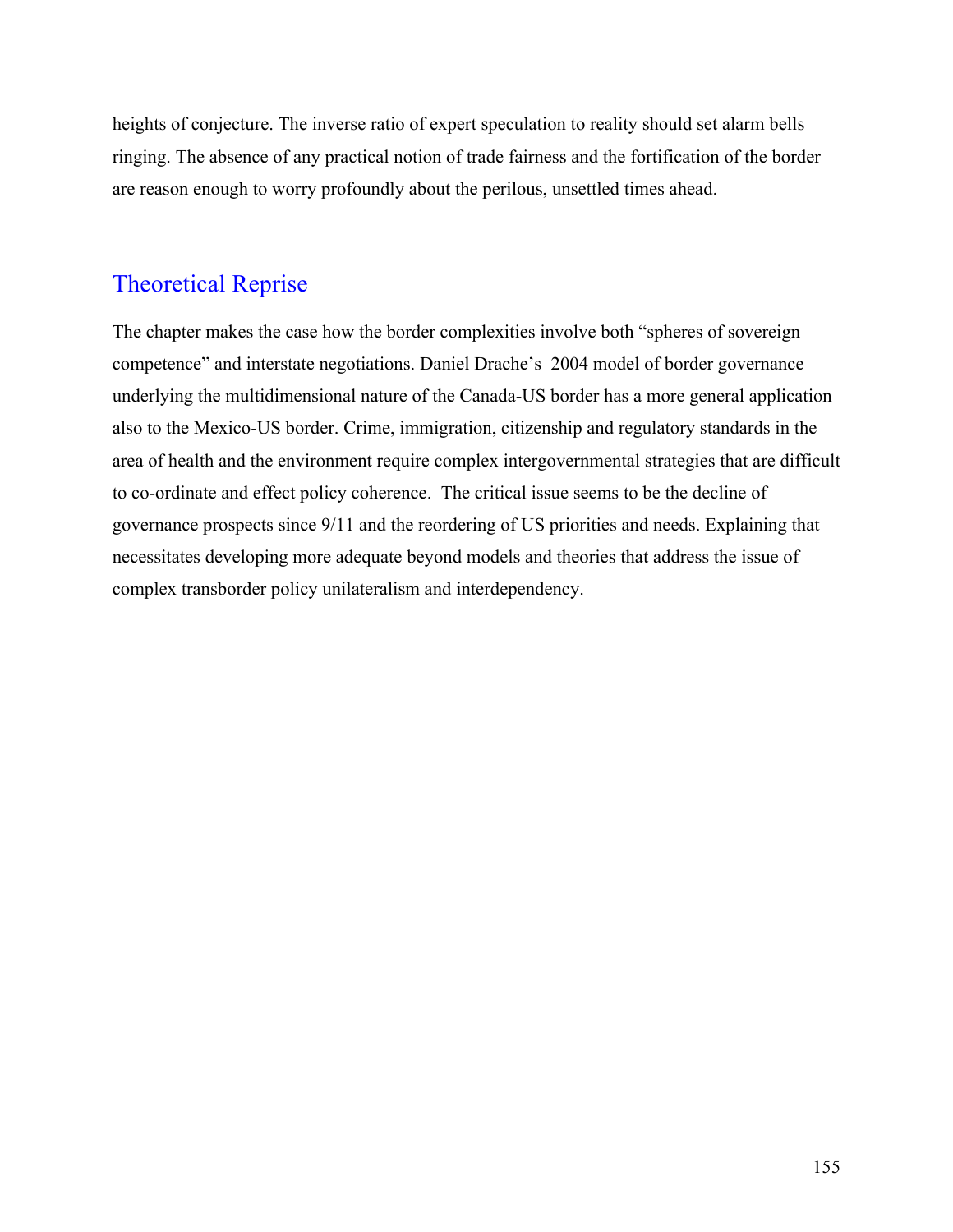heights of conjecture. The inverse ratio of expert speculation to reality should set alarm bells ringing. The absence of any practical notion of trade fairness and the fortification of the border are reason enough to worry profoundly about the perilous, unsettled times ahead.

## Theoretical Reprise

The chapter makes the case how the border complexities involve both "spheres of sovereign competence" and interstate negotiations. Daniel Drache's 2004 model of border governance underlying the multidimensional nature of the Canada-US border has a more general application also to the Mexico-US border. Crime, immigration, citizenship and regulatory standards in the area of health and the environment require complex intergovernmental strategies that are difficult to co-ordinate and effect policy coherence. The critical issue seems to be the decline of governance prospects since 9/11 and the reordering of US priorities and needs. Explaining that necessitates developing more adequate ~~beyond~~ models and theories that address the issue of complex transborder policy unilateralism and interdependency.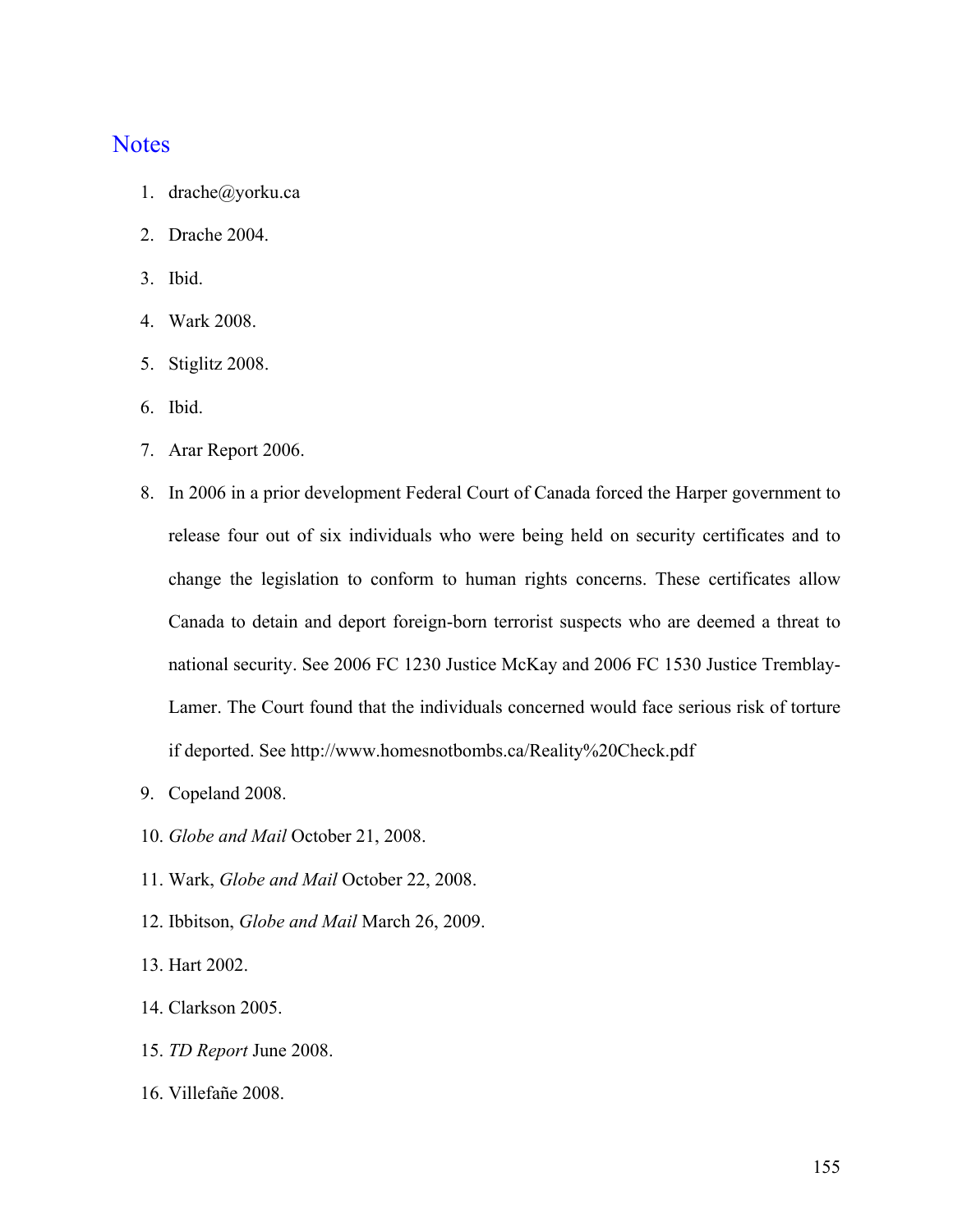## Notes

1. drache@yorku.ca
2. Drache 2004.
3. Ibid.
4. Wark 2008.
5. Stiglitz 2008.
6. Ibid.
7. Arar Report 2006.
8. In 2006 in a prior development Federal Court of Canada forced the Harper government to release four out of six individuals who were being held on security certificates and to change the legislation to conform to human rights concerns. These certificates allow Canada to detain and deport foreign-born terrorist suspects who are deemed a threat to national security. See 2006 FC 1230 Justice McKay and 2006 FC 1530 Justice Tremblay-Lamer. The Court found that the individuals concerned would face serious risk of torture if deported. See http://www.homesnotbombs.ca/Reality%20Check.pdf
9. Copeland 2008.
10. *Globe and Mail* October 21, 2008.
11. Wark, *Globe and Mail* October 22, 2008.
12. Ibbitson, *Globe and Mail* March 26, 2009.
13. Hart 2002.
14. Clarkson 2005.
15. *TD Report* June 2008.
16. Villefañe 2008.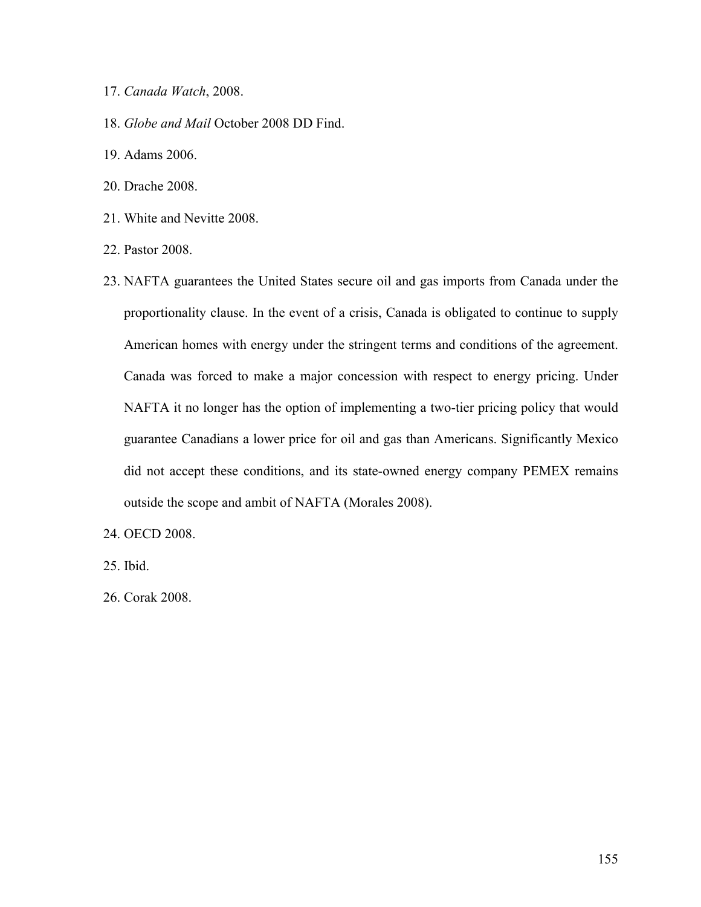17. *Canada Watch*, 2008.

18. *Globe and Mail* October 2008 DD Find.

19. Adams 2006.

20. Drache 2008.

21. White and Nevitte 2008.

22. Pastor 2008.

23. NAFTA guarantees the United States secure oil and gas imports from Canada under the proportionality clause. In the event of a crisis, Canada is obligated to continue to supply American homes with energy under the stringent terms and conditions of the agreement. Canada was forced to make a major concession with respect to energy pricing. Under NAFTA it no longer has the option of implementing a two-tier pricing policy that would guarantee Canadians a lower price for oil and gas than Americans. Significantly Mexico did not accept these conditions, and its state-owned energy company PEMEX remains outside the scope and ambit of NAFTA (Morales 2008).

24. OECD 2008.

25. Ibid.

26. Corak 2008.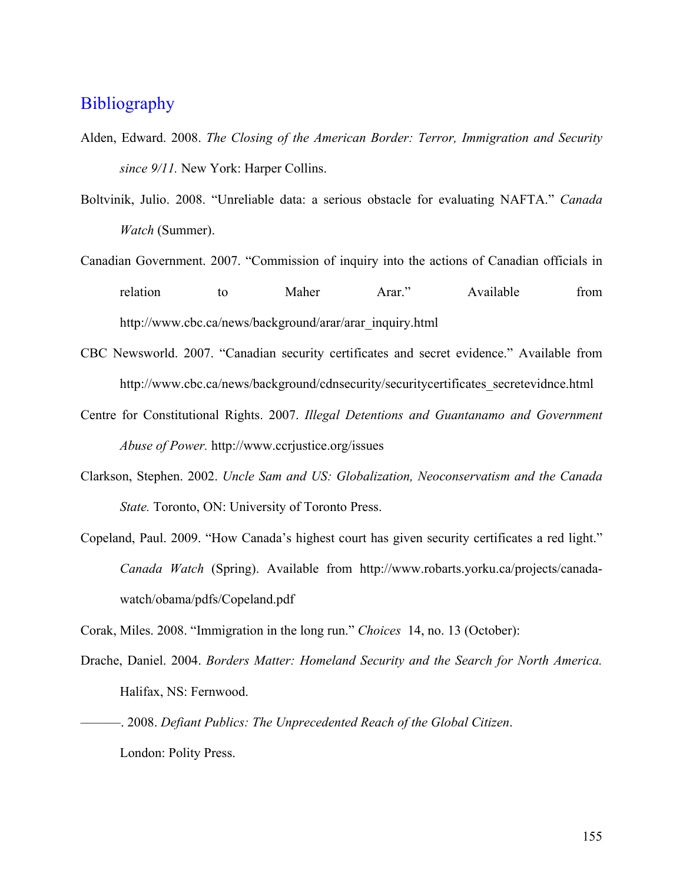## Bibliography

Alden, Edward. 2008. *The Closing of the American Border: Terror, Immigration and Security since 9/11.* New York: Harper Collins.

Boltvinik, Julio. 2008. "Unreliable data: a serious obstacle for evaluating NAFTA." *Canada Watch* (Summer).

Canadian Government. 2007. "Commission of inquiry into the actions of Canadian officials in relation to Maher Arar." Available from http://www.cbc.ca/news/background/arar/arar_inquiry.html

CBC Newsworld. 2007. "Canadian security certificates and secret evidence." Available from http://www.cbc.ca/news/background/cdnsecurity/securitycertificates_secretevidnce.html

Centre for Constitutional Rights. 2007. *Illegal Detentions and Guantanamo and Government Abuse of Power.* http://www.ccrjustice.org/issues

Clarkson, Stephen. 2002. *Uncle Sam and US: Globalization, Neoconservatism and the Canada State.* Toronto, ON: University of Toronto Press.

Copeland, Paul. 2009. "How Canada's highest court has given security certificates a red light." *Canada Watch* (Spring). Available from http://www.robarts.yorku.ca/projects/canada-watch/obama/pdfs/Copeland.pdf

Corak, Miles. 2008. "Immigration in the long run." *Choices* 14, no. 13 (October):

Drache, Daniel. 2004. *Borders Matter: Homeland Security and the Search for North America.* Halifax, NS: Fernwood.

———. 2008. *Defiant Publics: The Unprecedented Reach of the Global Citizen*. London: Polity Press.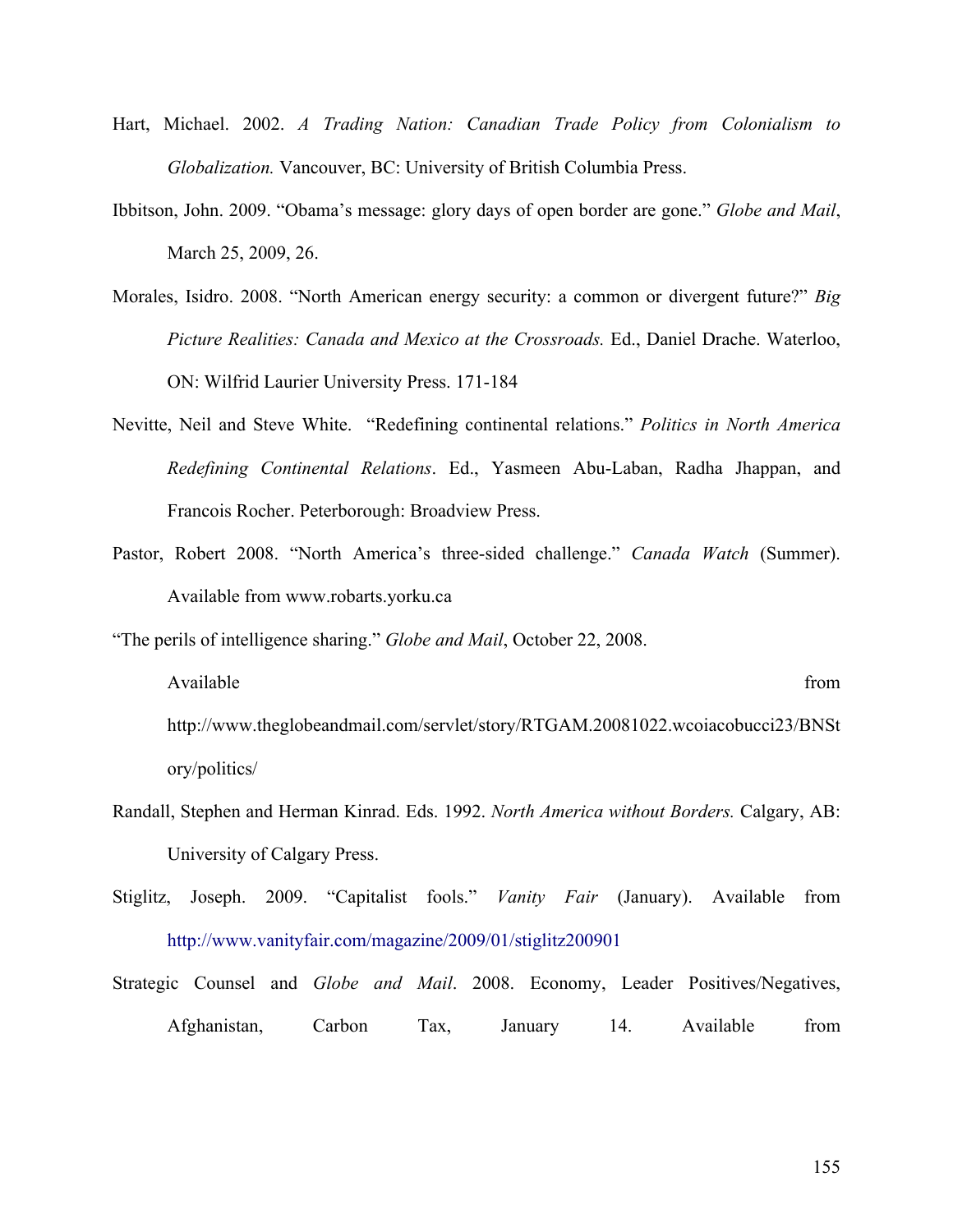Hart, Michael. 2002. *A Trading Nation: Canadian Trade Policy from Colonialism to Globalization.* Vancouver, BC: University of British Columbia Press.

Ibbitson, John. 2009. "Obama's message: glory days of open border are gone." *Globe and Mail*, March 25, 2009, 26.

Morales, Isidro. 2008. "North American energy security: a common or divergent future?" *Big Picture Realities: Canada and Mexico at the Crossroads.* Ed., Daniel Drache. Waterloo, ON: Wilfrid Laurier University Press. 171-184

Nevitte, Neil and Steve White. "Redefining continental relations." *Politics in North America Redefining Continental Relations*. Ed., Yasmeen Abu-Laban, Radha Jhappan, and Francois Rocher. Peterborough: Broadview Press.

Pastor, Robert 2008. "North America's three-sided challenge." *Canada Watch* (Summer). Available from www.robarts.yorku.ca

"The perils of intelligence sharing." *Globe and Mail*, October 22, 2008. Available from http://www.theglobeandmail.com/servlet/story/RTGAM.20081022.wcoiacobucci23/BNStory/politics/

Randall, Stephen and Herman Kinrad. Eds. 1992. *North America without Borders.* Calgary, AB: University of Calgary Press.

Stiglitz, Joseph. 2009. "Capitalist fools." *Vanity Fair* (January). Available from http://www.vanityfair.com/magazine/2009/01/stiglitz200901

Strategic Counsel and *Globe and Mail*. 2008. Economy, Leader Positives/Negatives, Afghanistan, Carbon Tax, January 14. Available from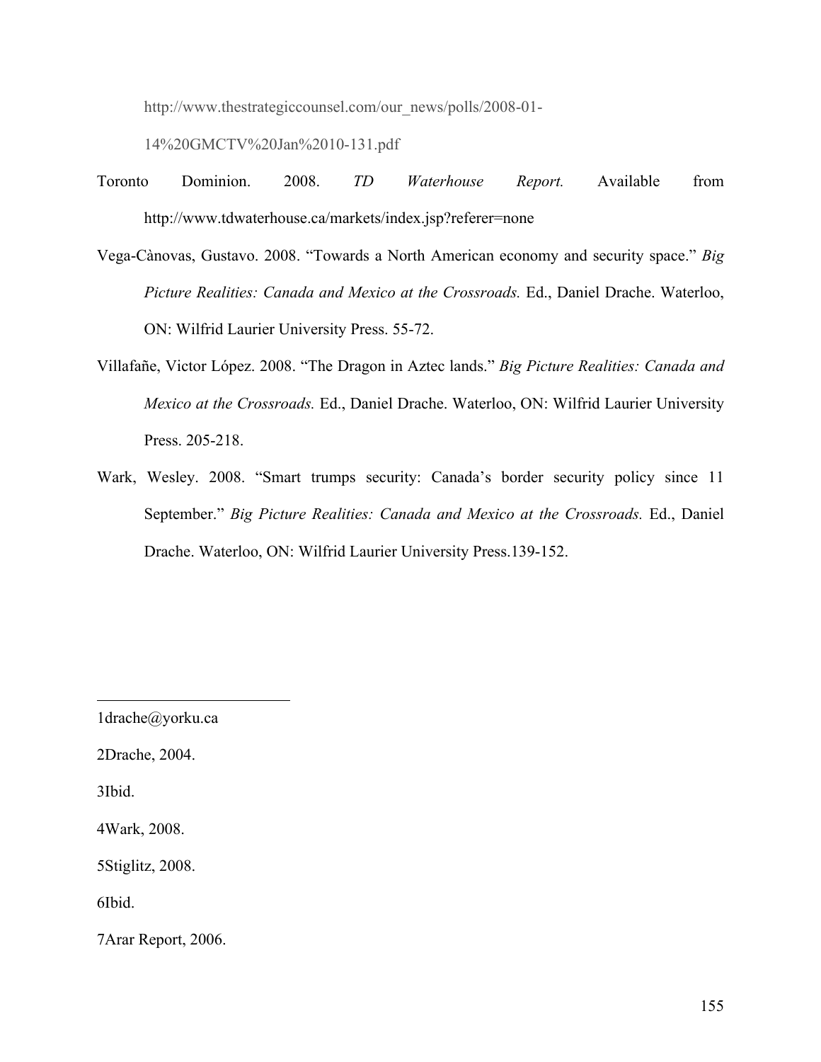http://www.thestrategiccounsel.com/our_news/polls/2008-01-14%20GMCTV%20Jan%2010-131.pdf

Toronto Dominion. 2008. *TD Waterhouse Report.* Available from http://www.tdwaterhouse.ca/markets/index.jsp?referer=none

Vega-Cànovas, Gustavo. 2008. "Towards a North American economy and security space." *Big Picture Realities: Canada and Mexico at the Crossroads.* Ed., Daniel Drache. Waterloo, ON: Wilfrid Laurier University Press. 55-72.

Villafañe, Victor López. 2008. "The Dragon in Aztec lands." *Big Picture Realities: Canada and Mexico at the Crossroads.* Ed., Daniel Drache. Waterloo, ON: Wilfrid Laurier University Press. 205-218.

Wark, Wesley. 2008. "Smart trumps security: Canada's border security policy since 11 September." *Big Picture Realities: Canada and Mexico at the Crossroads.* Ed., Daniel Drache. Waterloo, ON: Wilfrid Laurier University Press.139-152.

---

1drache@yorku.ca

2Drache, 2004.

3Ibid.

4Wark, 2008.

5Stiglitz, 2008.

6Ibid.

7Arar Report, 2006.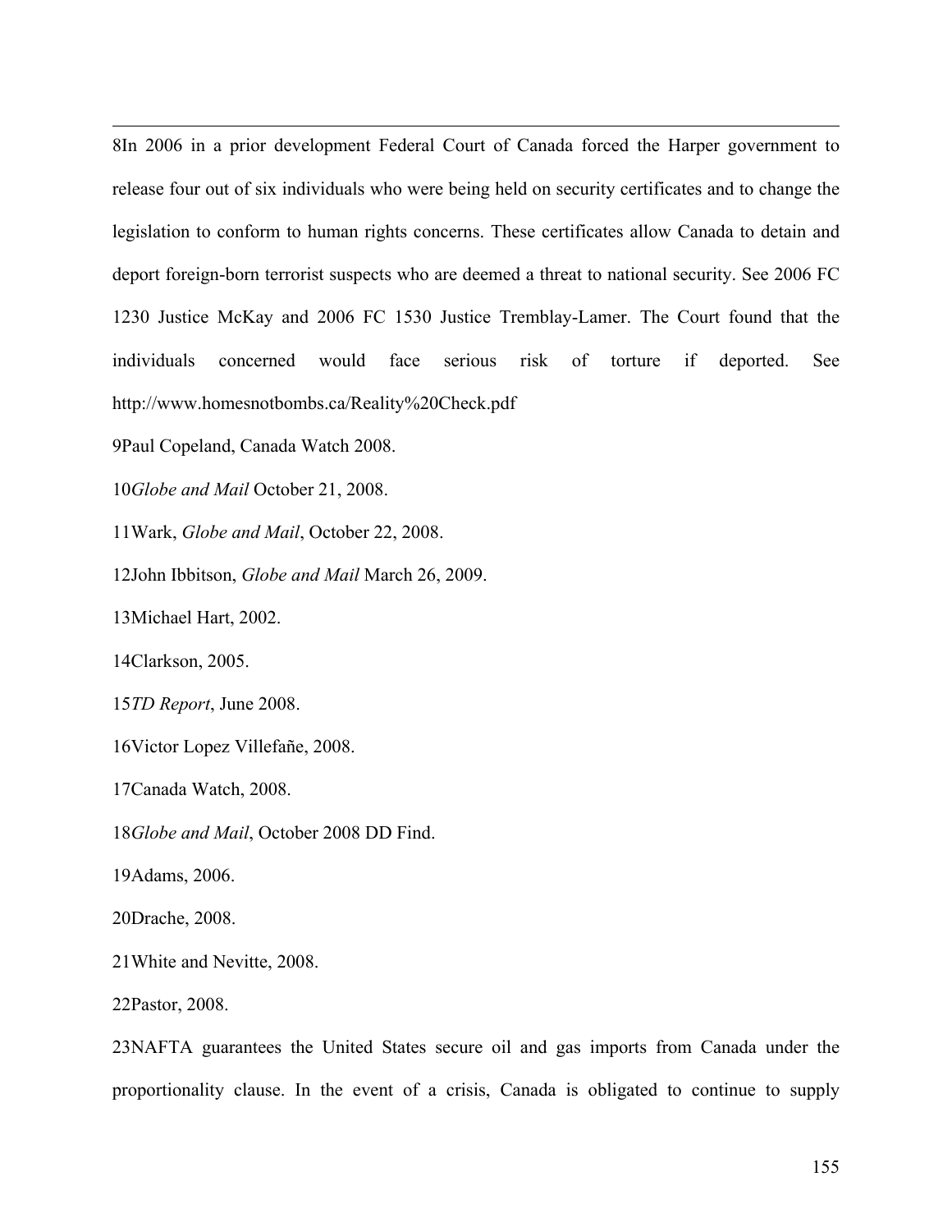8In 2006 in a prior development Federal Court of Canada forced the Harper government to release four out of six individuals who were being held on security certificates and to change the legislation to conform to human rights concerns. These certificates allow Canada to detain and deport foreign-born terrorist suspects who are deemed a threat to national security. See 2006 FC 1230 Justice McKay and 2006 FC 1530 Justice Tremblay-Lamer. The Court found that the individuals concerned would face serious risk of torture if deported. See http://www.homesnotbombs.ca/Reality%20Check.pdf

9Paul Copeland, Canada Watch 2008.

10*Globe and Mail* October 21, 2008.

11Wark, *Globe and Mail*, October 22, 2008.

12John Ibbitson, *Globe and Mail* March 26, 2009.

13Michael Hart, 2002.

14Clarkson, 2005.

15*TD Report*, June 2008.

16Victor Lopez Villefañe, 2008.

17Canada Watch, 2008.

18*Globe and Mail*, October 2008 DD Find.

19Adams, 2006.

20Drache, 2008.

21White and Nevitte, 2008.

22Pastor, 2008.

23NAFTA guarantees the United States secure oil and gas imports from Canada under the proportionality clause. In the event of a crisis, Canada is obligated to continue to supply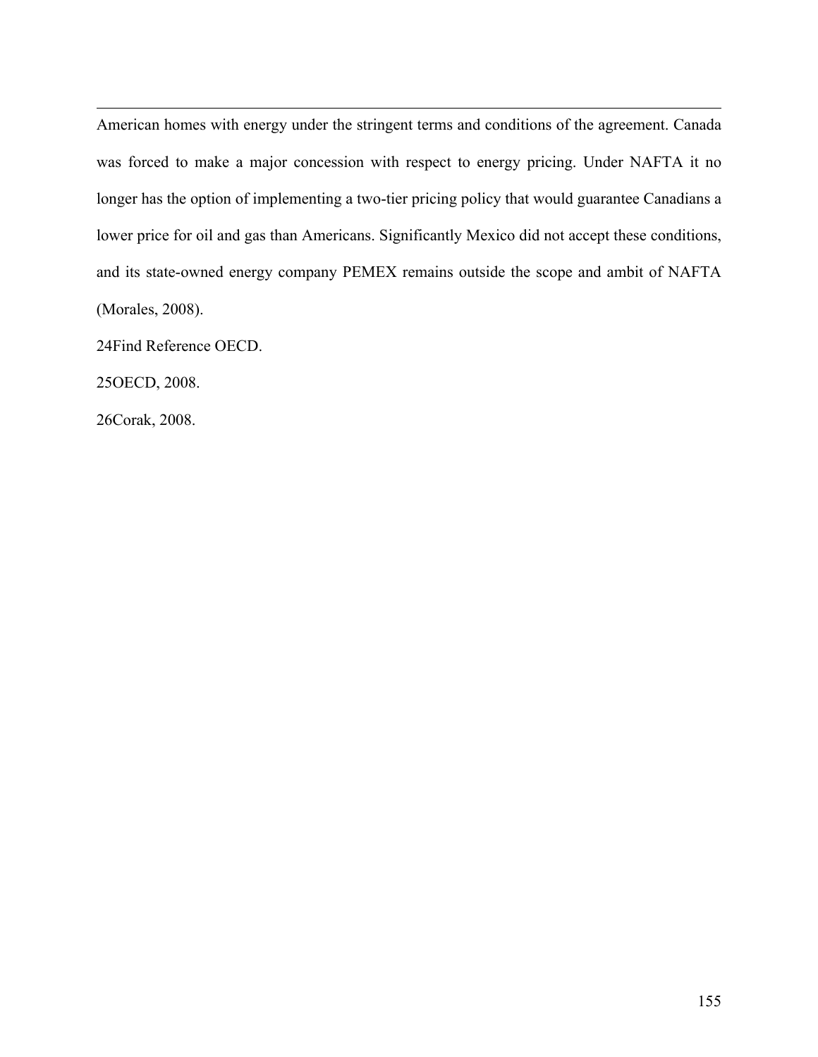American homes with energy under the stringent terms and conditions of the agreement. Canada was forced to make a major concession with respect to energy pricing. Under NAFTA it no longer has the option of implementing a two-tier pricing policy that would guarantee Canadians a lower price for oil and gas than Americans. Significantly Mexico did not accept these conditions, and its state-owned energy company PEMEX remains outside the scope and ambit of NAFTA (Morales, 2008).

24Find Reference OECD.

25OECD, 2008.

26Corak, 2008.